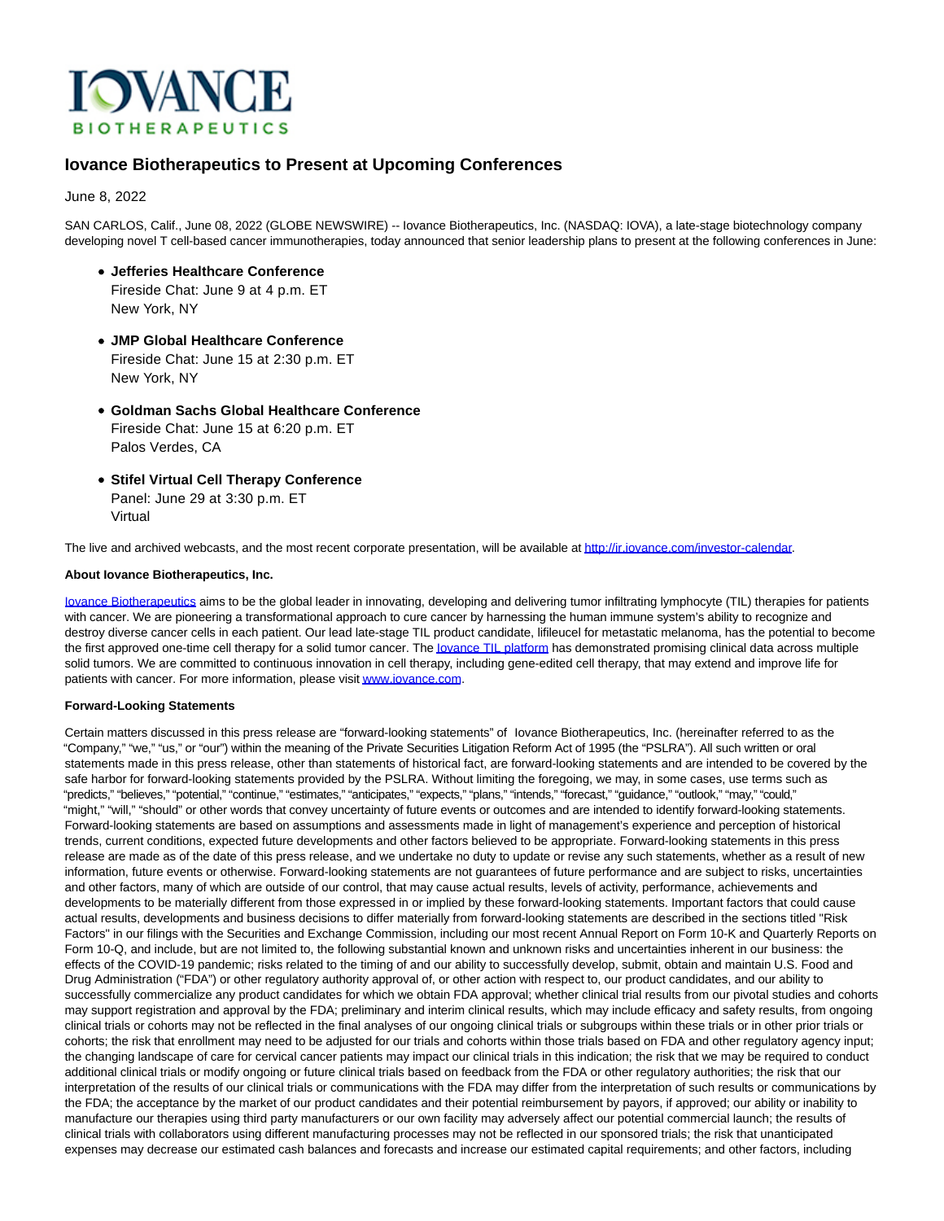# Iovance Biotherapeutics to Present at Upcoming Conferences

June 8, 2022

SAN CARLOS, Calif., June 08, 2022 (GLOBE NEWSWIRE) -- Iovance Biotherapeutics, Inc. (NASDAQ: IOVA), a late-stage biotechnology company developing novel T cell-based cancer immunotherapies, today announced that senior leadership plans to present at the following conferences in June:

- **Jefferies Healthcare Conference**
  Fireside Chat: June 9 at 4 p.m. ET
  New York, NY
- **JMP Global Healthcare Conference**
  Fireside Chat: June 15 at 2:30 p.m. ET
  New York, NY
- **Goldman Sachs Global Healthcare Conference**
  Fireside Chat: June 15 at 6:20 p.m. ET
  Palos Verdes, CA
- **Stifel Virtual Cell Therapy Conference**
  Panel: June 29 at 3:30 p.m. ET
  Virtual

The live and archived webcasts, and the most recent corporate presentation, will be available at http://ir.iovance.com/investor-calendar.

**About Iovance Biotherapeutics, Inc.**

Iovance Biotherapeutics aims to be the global leader in innovating, developing and delivering tumor infiltrating lymphocyte (TIL) therapies for patients with cancer. We are pioneering a transformational approach to cure cancer by harnessing the human immune system's ability to recognize and destroy diverse cancer cells in each patient. Our lead late-stage TIL product candidate, lifileucel for metastatic melanoma, has the potential to become the first approved one-time cell therapy for a solid tumor cancer. The Iovance TIL platform has demonstrated promising clinical data across multiple solid tumors. We are committed to continuous innovation in cell therapy, including gene-edited cell therapy, that may extend and improve life for patients with cancer. For more information, please visit www.iovance.com.

**Forward-Looking Statements**

Certain matters discussed in this press release are "forward-looking statements" of Iovance Biotherapeutics, Inc. (hereinafter referred to as the "Company," "we," "us," or "our") within the meaning of the Private Securities Litigation Reform Act of 1995 (the "PSLRA"). All such written or oral statements made in this press release, other than statements of historical fact, are forward-looking statements and are intended to be covered by the safe harbor for forward-looking statements provided by the PSLRA. Without limiting the foregoing, we may, in some cases, use terms such as "predicts," "believes," "potential," "continue," "estimates," "anticipates," "expects," "plans," "intends," "forecast," "guidance," "outlook," "may," "could," "might," "will," "should" or other words that convey uncertainty of future events or outcomes and are intended to identify forward-looking statements. Forward-looking statements are based on assumptions and assessments made in light of management's experience and perception of historical trends, current conditions, expected future developments and other factors believed to be appropriate. Forward-looking statements in this press release are made as of the date of this press release, and we undertake no duty to update or revise any such statements, whether as a result of new information, future events or otherwise. Forward-looking statements are not guarantees of future performance and are subject to risks, uncertainties and other factors, many of which are outside of our control, that may cause actual results, levels of activity, performance, achievements and developments to be materially different from those expressed in or implied by these forward-looking statements. Important factors that could cause actual results, developments and business decisions to differ materially from forward-looking statements are described in the sections titled "Risk Factors" in our filings with the Securities and Exchange Commission, including our most recent Annual Report on Form 10-K and Quarterly Reports on Form 10-Q, and include, but are not limited to, the following substantial known and unknown risks and uncertainties inherent in our business: the effects of the COVID-19 pandemic; risks related to the timing of and our ability to successfully develop, submit, obtain and maintain U.S. Food and Drug Administration ("FDA") or other regulatory authority approval of, or other action with respect to, our product candidates, and our ability to successfully commercialize any product candidates for which we obtain FDA approval; whether clinical trial results from our pivotal studies and cohorts may support registration and approval by the FDA; preliminary and interim clinical results, which may include efficacy and safety results, from ongoing clinical trials or cohorts may not be reflected in the final analyses of our ongoing clinical trials or subgroups within these trials or in other prior trials or cohorts; the risk that enrollment may need to be adjusted for our trials and cohorts within those trials based on FDA and other regulatory agency input; the changing landscape of care for cervical cancer patients may impact our clinical trials in this indication; the risk that we may be required to conduct additional clinical trials or modify ongoing or future clinical trials based on feedback from the FDA or other regulatory authorities; the risk that our interpretation of the results of our clinical trials or communications with the FDA may differ from the interpretation of such results or communications by the FDA; the acceptance by the market of our product candidates and their potential reimbursement by payors, if approved; our ability or inability to manufacture our therapies using third party manufacturers or our own facility may adversely affect our potential commercial launch; the results of clinical trials with collaborators using different manufacturing processes may not be reflected in our sponsored trials; the risk that unanticipated expenses may decrease our estimated cash balances and forecasts and increase our estimated capital requirements; and other factors, including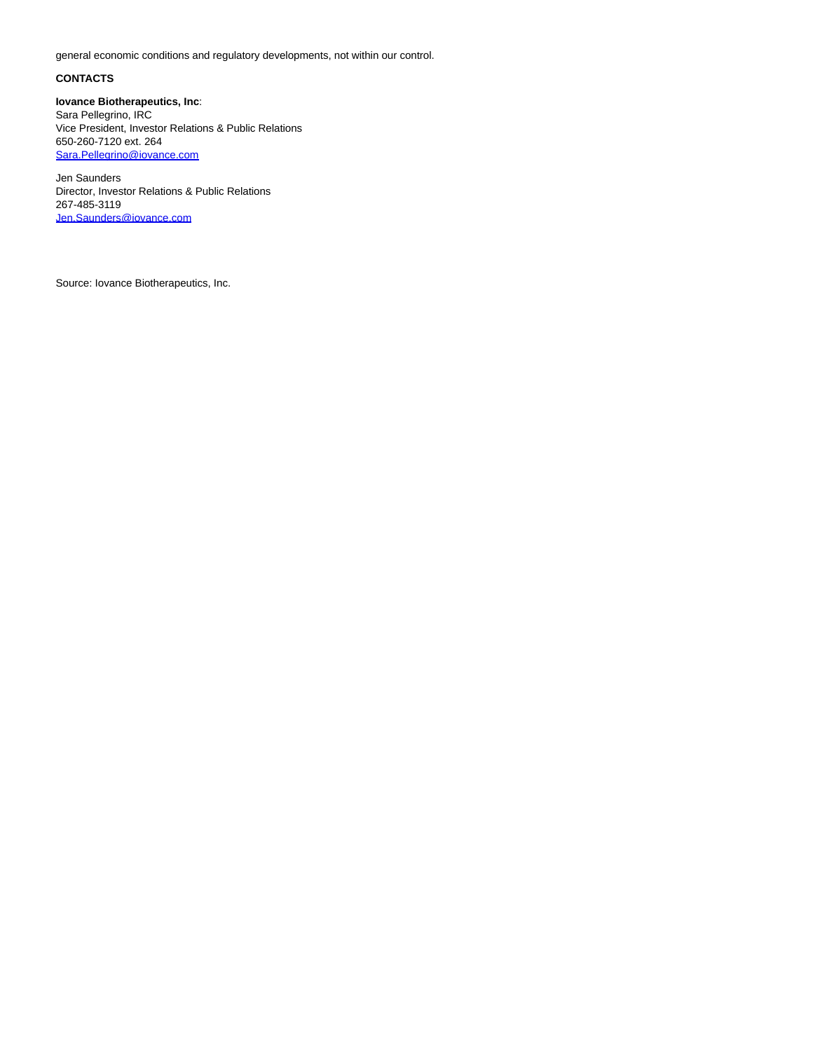general economic conditions and regulatory developments, not within our control.

**CONTACTS**

**Iovance Biotherapeutics, Inc**:
Sara Pellegrino, IRC
Vice President, Investor Relations & Public Relations
650-260-7120 ext. 264
Sara.Pellegrino@iovance.com

Jen Saunders
Director, Investor Relations & Public Relations
267-485-3119
Jen.Saunders@iovance.com

Source: Iovance Biotherapeutics, Inc.